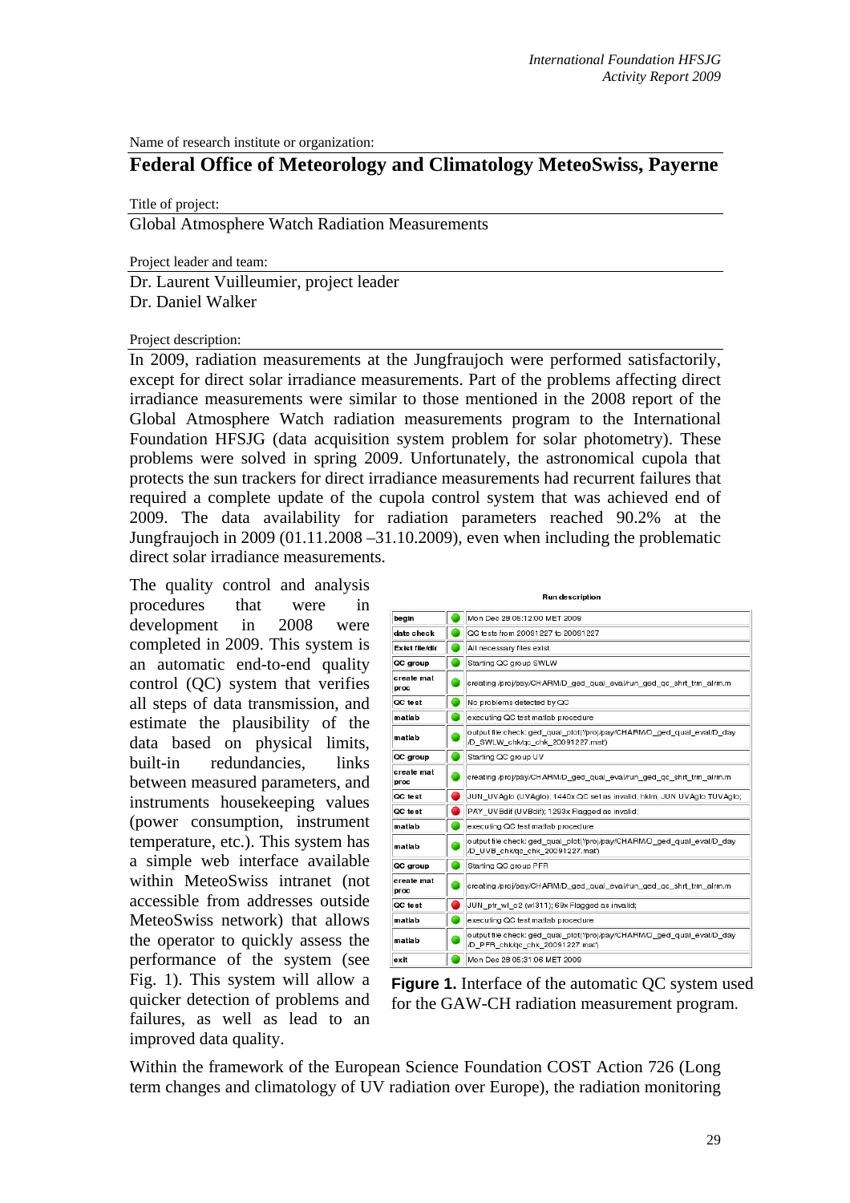Name of research institute or organization:

## Federal Office of Meteorology and Climatology MeteoSwiss, Payerne

Title of project:

Global Atmosphere Watch Radiation Measurements

Project leader and team:

Dr. Laurent Vuilleumier, project leader
Dr. Daniel Walker

Project description:

In 2009, radiation measurements at the Jungfraujoch were performed satisfactorily, except for direct solar irradiance measurements. Part of the problems affecting direct irradiance measurements were similar to those mentioned in the 2008 report of the Global Atmosphere Watch radiation measurements program to the International Foundation HFSJG (data acquisition system problem for solar photometry). These problems were solved in spring 2009. Unfortunately, the astronomical cupola that protects the sun trackers for direct irradiance measurements had recurrent failures that required a complete update of the cupola control system that was achieved end of 2009. The data availability for radiation parameters reached 90.2% at the Jungfraujoch in 2009 (01.11.2008 –31.10.2009), even when including the problematic direct solar irradiance measurements.

The quality control and analysis procedures that were in development in 2008 were completed in 2009. This system is an automatic end-to-end quality control (QC) system that verifies all steps of data transmission, and estimate the plausibility of the data based on physical limits, built-in redundancies, links between measured parameters, and instruments housekeeping values (power consumption, instrument temperature, etc.). This system has a simple web interface available within MeteoSwiss intranet (not accessible from addresses outside MeteoSwiss network) that allows the operator to quickly assess the performance of the system (see Fig. 1). This system will allow a quicker detection of problems and failures, as well as lead to an improved data quality.

**Run description**

| | | |
|---|---|---|
| begin | ● | Mon Dec 28 05:12:00 MET 2009 |
| date check | ● | QC tests from 20091227 to 20091227 |
| Exist file/dir | ● | All necessary files exist |
| QC group | ● | Starting QC group SWLW |
| create mat proc | ● | creating /proj/pay/CHARM/D_ged_qual_eval/run_ged_qc_shrt_trm_alrm.m |
| QC test | ● | No problems detected by QC |
| matlab | ● | executing QC test matlab procedure |
| matlab | ● | output file check: ged_qual_plot('/proj/pay/CHARM/D_ged_qual_eval/D_day /D_SWLW_chk/qc_chk_20091227.mat') |
| QC group | ● | Starting QC group UV |
| create mat proc | ● | creating /proj/pay/CHARM/D_ged_qual_eval/run_ged_qc_shrt_trm_alrm.m |
| QC test | ● | JUN_UVAglo (UVAglo); 1440x QC set as invalid, hklm, JUN UVAglo TUVAglo; |
| QC test | ● | PAY_UVBdif (UVBdif); 1293x Flagged as invalid; |
| matlab | ● | executing QC test matlab procedure |
| matlab | ● | output file check: ged_qual_plot('/proj/pay/CHARM/D_ged_qual_eval/D_day /D_UVB_chk/qc_chk_20091227.mat') |
| QC group | ● | Starting QC group PFR |
| create mat proc | ● | creating /proj/pay/CHARM/D_ged_qual_eval/run_ged_qc_shrt_trm_alrm.m |
| QC test | ● | JUN_pfr_wl_c2 (wl311); 69x Flagged as invalid; |
| matlab | ● | executing QC test matlab procedure |
| matlab | ● | output file check: ged_qual_plot('/proj/pay/CHARM/D_ged_qual_eval/D_day /D_PFR_chk/qc_chk_20091227.mat') |
| exit | ● | Mon Dec 28 05:31:06 MET 2009 |

**Figure 1.** Interface of the automatic QC system used for the GAW-CH radiation measurement program.

Within the framework of the European Science Foundation COST Action 726 (Long term changes and climatology of UV radiation over Europe), the radiation monitoring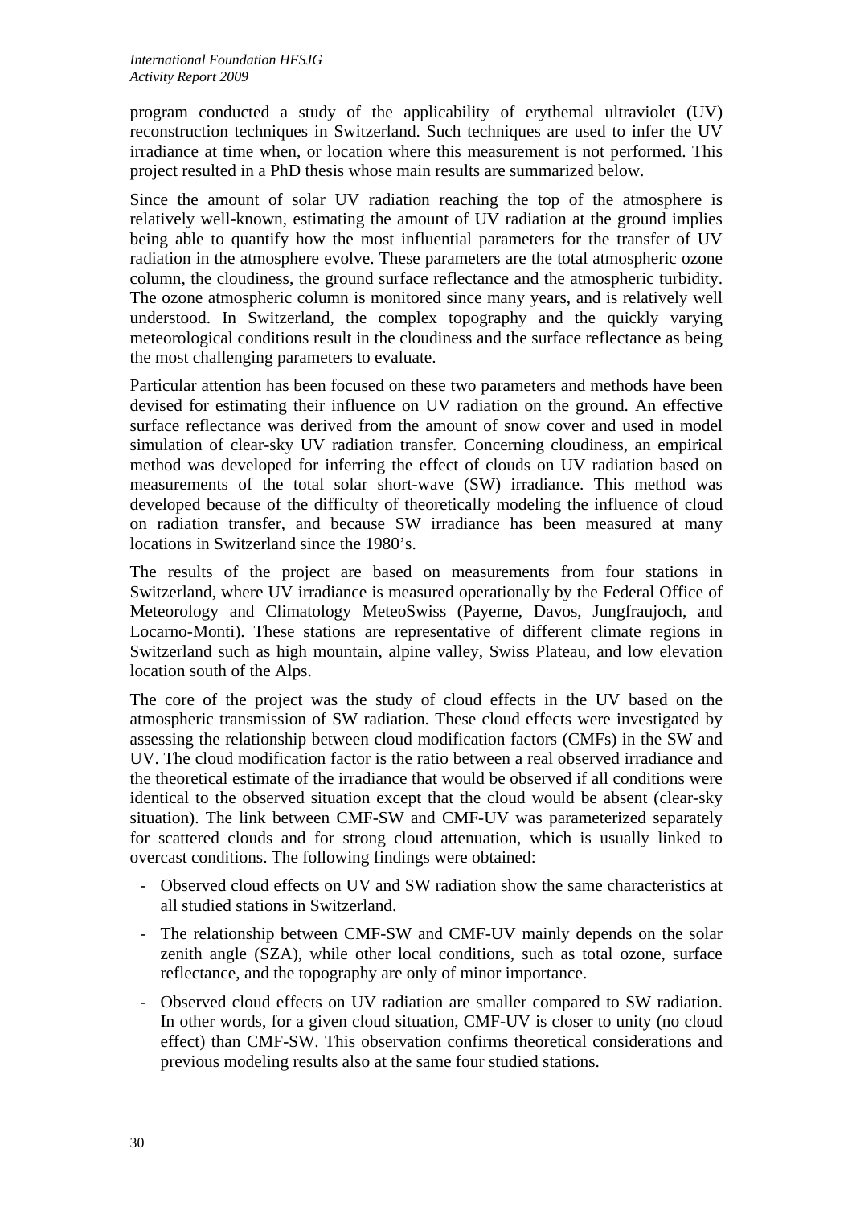program conducted a study of the applicability of erythemal ultraviolet (UV) reconstruction techniques in Switzerland. Such techniques are used to infer the UV irradiance at time when, or location where this measurement is not performed. This project resulted in a PhD thesis whose main results are summarized below.

Since the amount of solar UV radiation reaching the top of the atmosphere is relatively well-known, estimating the amount of UV radiation at the ground implies being able to quantify how the most influential parameters for the transfer of UV radiation in the atmosphere evolve. These parameters are the total atmospheric ozone column, the cloudiness, the ground surface reflectance and the atmospheric turbidity. The ozone atmospheric column is monitored since many years, and is relatively well understood. In Switzerland, the complex topography and the quickly varying meteorological conditions result in the cloudiness and the surface reflectance as being the most challenging parameters to evaluate.

Particular attention has been focused on these two parameters and methods have been devised for estimating their influence on UV radiation on the ground. An effective surface reflectance was derived from the amount of snow cover and used in model simulation of clear-sky UV radiation transfer. Concerning cloudiness, an empirical method was developed for inferring the effect of clouds on UV radiation based on measurements of the total solar short-wave (SW) irradiance. This method was developed because of the difficulty of theoretically modeling the influence of cloud on radiation transfer, and because SW irradiance has been measured at many locations in Switzerland since the 1980's.

The results of the project are based on measurements from four stations in Switzerland, where UV irradiance is measured operationally by the Federal Office of Meteorology and Climatology MeteoSwiss (Payerne, Davos, Jungfraujoch, and Locarno-Monti). These stations are representative of different climate regions in Switzerland such as high mountain, alpine valley, Swiss Plateau, and low elevation location south of the Alps.

The core of the project was the study of cloud effects in the UV based on the atmospheric transmission of SW radiation. These cloud effects were investigated by assessing the relationship between cloud modification factors (CMFs) in the SW and UV. The cloud modification factor is the ratio between a real observed irradiance and the theoretical estimate of the irradiance that would be observed if all conditions were identical to the observed situation except that the cloud would be absent (clear-sky situation). The link between CMF-SW and CMF-UV was parameterized separately for scattered clouds and for strong cloud attenuation, which is usually linked to overcast conditions. The following findings were obtained:

- Observed cloud effects on UV and SW radiation show the same characteristics at all studied stations in Switzerland.
- The relationship between CMF-SW and CMF-UV mainly depends on the solar zenith angle (SZA), while other local conditions, such as total ozone, surface reflectance, and the topography are only of minor importance.
- Observed cloud effects on UV radiation are smaller compared to SW radiation. In other words, for a given cloud situation, CMF-UV is closer to unity (no cloud effect) than CMF-SW. This observation confirms theoretical considerations and previous modeling results also at the same four studied stations.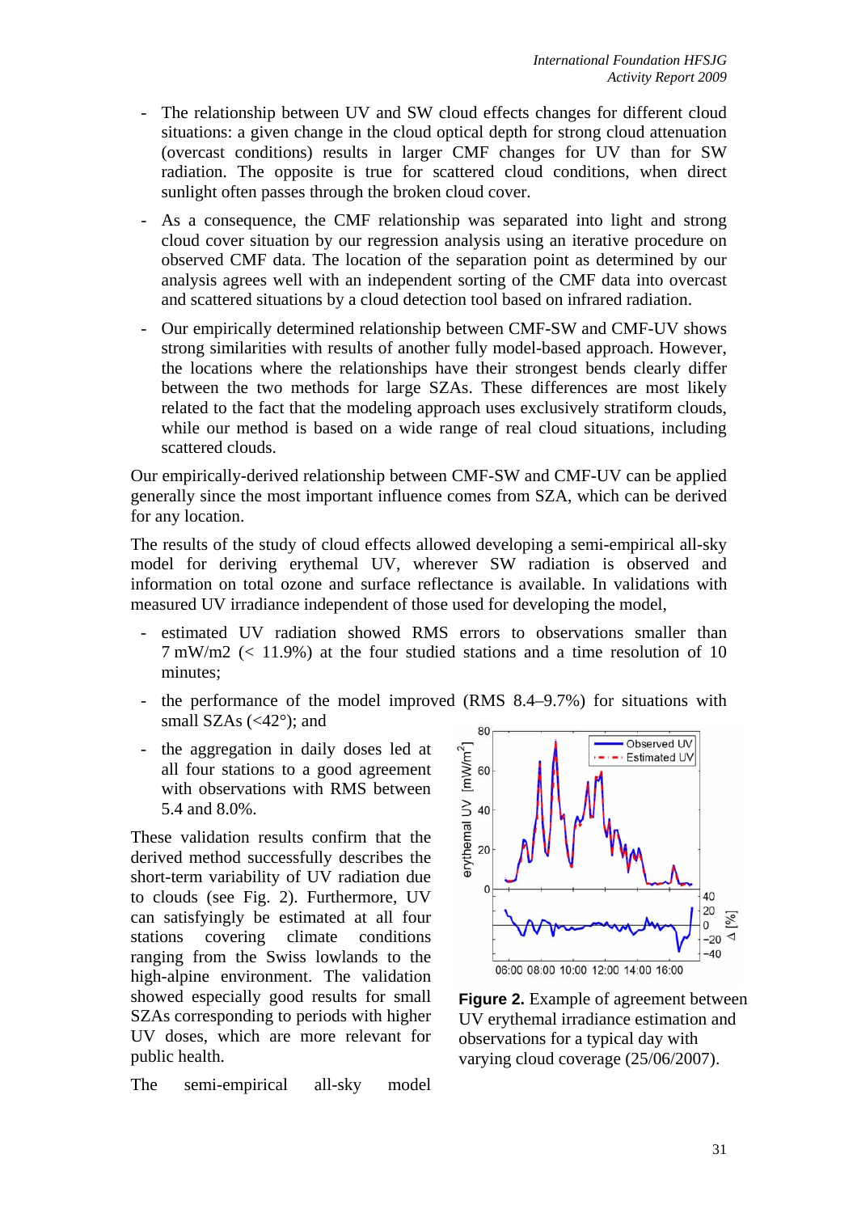- The relationship between UV and SW cloud effects changes for different cloud situations: a given change in the cloud optical depth for strong cloud attenuation (overcast conditions) results in larger CMF changes for UV than for SW radiation. The opposite is true for scattered cloud conditions, when direct sunlight often passes through the broken cloud cover.
- As a consequence, the CMF relationship was separated into light and strong cloud cover situation by our regression analysis using an iterative procedure on observed CMF data. The location of the separation point as determined by our analysis agrees well with an independent sorting of the CMF data into overcast and scattered situations by a cloud detection tool based on infrared radiation.
- Our empirically determined relationship between CMF-SW and CMF-UV shows strong similarities with results of another fully model-based approach. However, the locations where the relationships have their strongest bends clearly differ between the two methods for large SZAs. These differences are most likely related to the fact that the modeling approach uses exclusively stratiform clouds, while our method is based on a wide range of real cloud situations, including scattered clouds.

Our empirically-derived relationship between CMF-SW and CMF-UV can be applied generally since the most important influence comes from SZA, which can be derived for any location.

The results of the study of cloud effects allowed developing a semi-empirical all-sky model for deriving erythemal UV, wherever SW radiation is observed and information on total ozone and surface reflectance is available. In validations with measured UV irradiance independent of those used for developing the model,

- estimated UV radiation showed RMS errors to observations smaller than 7 mW/m2 (< 11.9%) at the four studied stations and a time resolution of 10 minutes;
- the performance of the model improved (RMS 8.4–9.7%) for situations with small SZAs (<42°); and
- the aggregation in daily doses led at all four stations to a good agreement with observations with RMS between 5.4 and 8.0%.

These validation results confirm that the derived method successfully describes the short-term variability of UV radiation due to clouds (see Fig. 2). Furthermore, UV can satisfyingly be estimated at all four stations covering climate conditions ranging from the Swiss lowlands to the high-alpine environment. The validation showed especially good results for small SZAs corresponding to periods with higher UV doses, which are more relevant for public health.

**Figure 2.** Example of agreement between UV erythemal irradiance estimation and observations for a typical day with varying cloud coverage (25/06/2007).

The semi-empirical all-sky model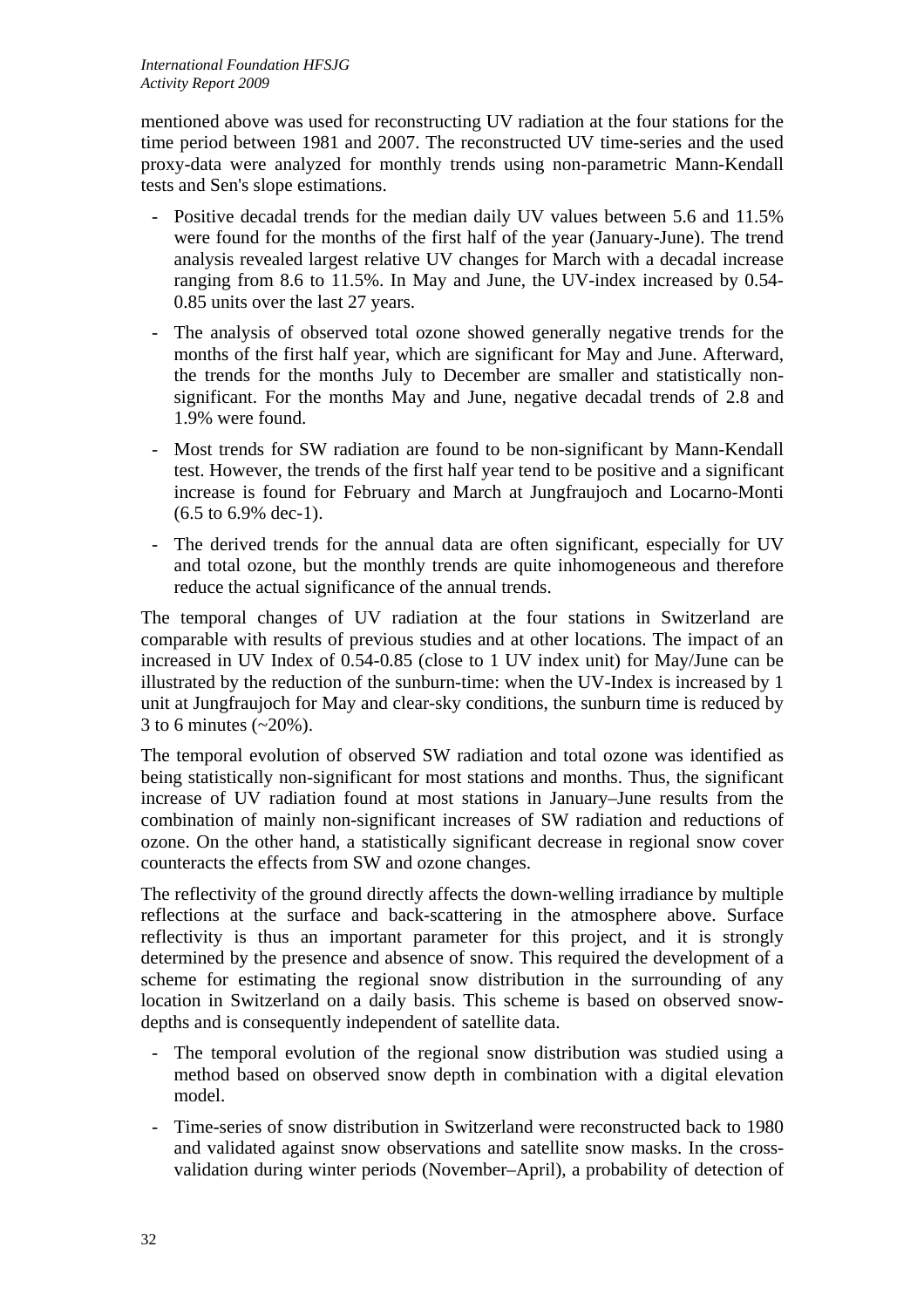mentioned above was used for reconstructing UV radiation at the four stations for the time period between 1981 and 2007. The reconstructed UV time-series and the used proxy-data were analyzed for monthly trends using non-parametric Mann-Kendall tests and Sen's slope estimations.

- Positive decadal trends for the median daily UV values between 5.6 and 11.5% were found for the months of the first half of the year (January-June). The trend analysis revealed largest relative UV changes for March with a decadal increase ranging from 8.6 to 11.5%. In May and June, the UV-index increased by 0.54-0.85 units over the last 27 years.
- The analysis of observed total ozone showed generally negative trends for the months of the first half year, which are significant for May and June. Afterward, the trends for the months July to December are smaller and statistically non-significant. For the months May and June, negative decadal trends of 2.8 and 1.9% were found.
- Most trends for SW radiation are found to be non-significant by Mann-Kendall test. However, the trends of the first half year tend to be positive and a significant increase is found for February and March at Jungfraujoch and Locarno-Monti (6.5 to 6.9% dec-1).
- The derived trends for the annual data are often significant, especially for UV and total ozone, but the monthly trends are quite inhomogeneous and therefore reduce the actual significance of the annual trends.

The temporal changes of UV radiation at the four stations in Switzerland are comparable with results of previous studies and at other locations. The impact of an increased in UV Index of 0.54-0.85 (close to 1 UV index unit) for May/June can be illustrated by the reduction of the sunburn-time: when the UV-Index is increased by 1 unit at Jungfraujoch for May and clear-sky conditions, the sunburn time is reduced by 3 to 6 minutes (~20%).

The temporal evolution of observed SW radiation and total ozone was identified as being statistically non-significant for most stations and months. Thus, the significant increase of UV radiation found at most stations in January–June results from the combination of mainly non-significant increases of SW radiation and reductions of ozone. On the other hand, a statistically significant decrease in regional snow cover counteracts the effects from SW and ozone changes.

The reflectivity of the ground directly affects the down-welling irradiance by multiple reflections at the surface and back-scattering in the atmosphere above. Surface reflectivity is thus an important parameter for this project, and it is strongly determined by the presence and absence of snow. This required the development of a scheme for estimating the regional snow distribution in the surrounding of any location in Switzerland on a daily basis. This scheme is based on observed snow-depths and is consequently independent of satellite data.

- The temporal evolution of the regional snow distribution was studied using a method based on observed snow depth in combination with a digital elevation model.
- Time-series of snow distribution in Switzerland were reconstructed back to 1980 and validated against snow observations and satellite snow masks. In the cross-validation during winter periods (November–April), a probability of detection of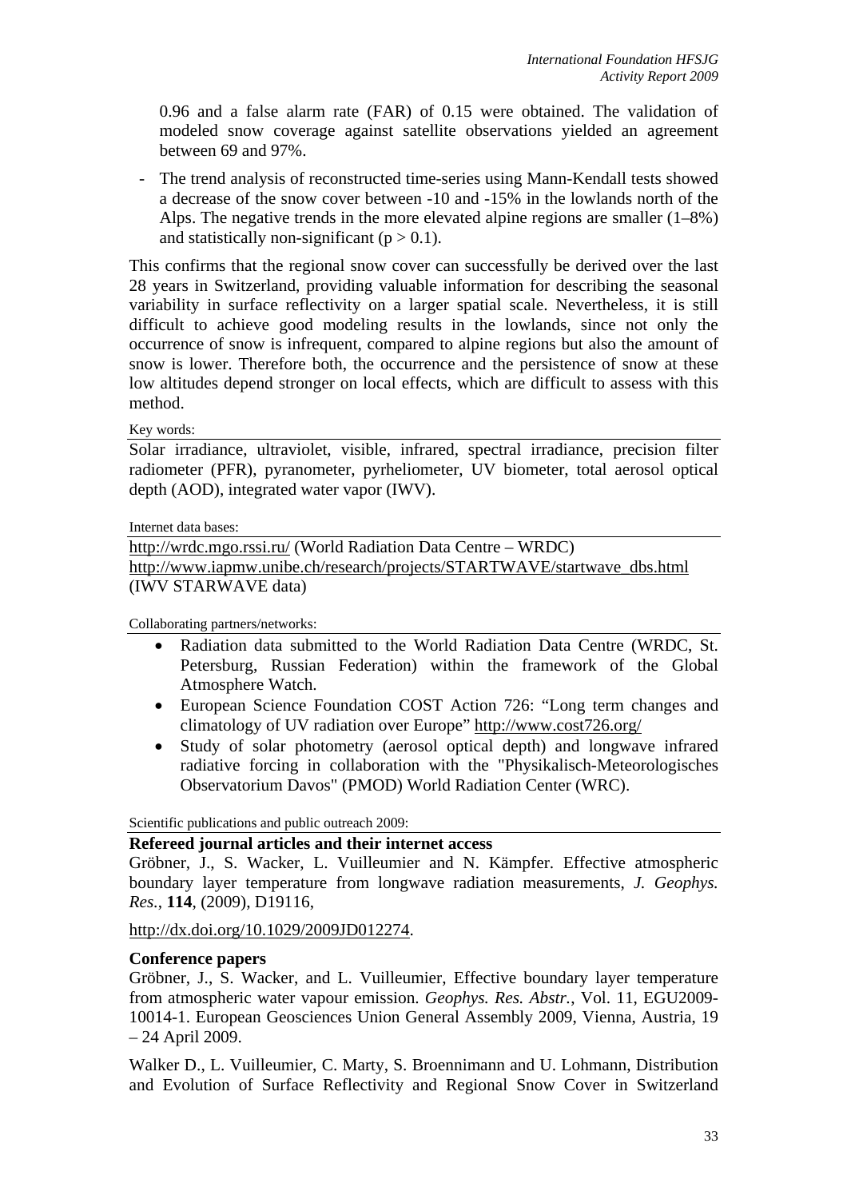0.96 and a false alarm rate (FAR) of 0.15 were obtained. The validation of modeled snow coverage against satellite observations yielded an agreement between 69 and 97%.

- The trend analysis of reconstructed time-series using Mann-Kendall tests showed a decrease of the snow cover between -10 and -15% in the lowlands north of the Alps. The negative trends in the more elevated alpine regions are smaller (1–8%) and statistically non-significant ($p > 0.1$).

This confirms that the regional snow cover can successfully be derived over the last 28 years in Switzerland, providing valuable information for describing the seasonal variability in surface reflectivity on a larger spatial scale. Nevertheless, it is still difficult to achieve good modeling results in the lowlands, since not only the occurrence of snow is infrequent, compared to alpine regions but also the amount of snow is lower. Therefore both, the occurrence and the persistence of snow at these low altitudes depend stronger on local effects, which are difficult to assess with this method.

Key words:

Solar irradiance, ultraviolet, visible, infrared, spectral irradiance, precision filter radiometer (PFR), pyranometer, pyrheliometer, UV biometer, total aerosol optical depth (AOD), integrated water vapor (IWV).

Internet data bases:

http://wrdc.mgo.rssi.ru/ (World Radiation Data Centre – WRDC)
http://www.iapmw.unibe.ch/research/projects/STARTWAVE/startwave_dbs.html (IWV STARWAVE data)

Collaborating partners/networks:

- Radiation data submitted to the World Radiation Data Centre (WRDC, St. Petersburg, Russian Federation) within the framework of the Global Atmosphere Watch.
- European Science Foundation COST Action 726: "Long term changes and climatology of UV radiation over Europe" http://www.cost726.org/
- Study of solar photometry (aerosol optical depth) and longwave infrared radiative forcing in collaboration with the "Physikalisch-Meteorologisches Observatorium Davos" (PMOD) World Radiation Center (WRC).

Scientific publications and public outreach 2009:

**Refereed journal articles and their internet access**

Gröbner, J., S. Wacker, L. Vuilleumier and N. Kämpfer. Effective atmospheric boundary layer temperature from longwave radiation measurements, *J. Geophys. Res.*, **114**, (2009), D19116,

http://dx.doi.org/10.1029/2009JD012274.

**Conference papers**

Gröbner, J., S. Wacker, and L. Vuilleumier, Effective boundary layer temperature from atmospheric water vapour emission. *Geophys. Res. Abstr.*, Vol. 11, EGU2009-10014-1. European Geosciences Union General Assembly 2009, Vienna, Austria, 19 – 24 April 2009.

Walker D., L. Vuilleumier, C. Marty, S. Broennimann and U. Lohmann, Distribution and Evolution of Surface Reflectivity and Regional Snow Cover in Switzerland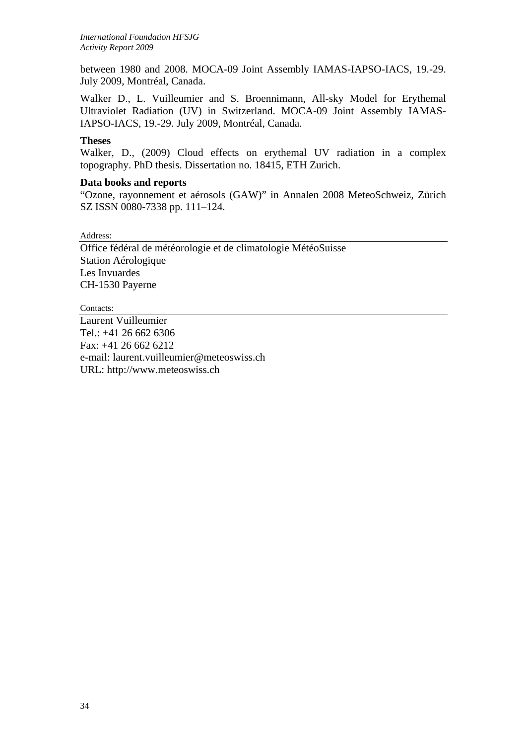between 1980 and 2008. MOCA-09 Joint Assembly IAMAS-IAPSO-IACS, 19.-29. July 2009, Montréal, Canada.

Walker D., L. Vuilleumier and S. Broennimann, All-sky Model for Erythemal Ultraviolet Radiation (UV) in Switzerland. MOCA-09 Joint Assembly IAMAS-IAPSO-IACS, 19.-29. July 2009, Montréal, Canada.

**Theses**

Walker, D., (2009) Cloud effects on erythemal UV radiation in a complex topography. PhD thesis. Dissertation no. 18415, ETH Zurich.

**Data books and reports**

"Ozone, rayonnement et aérosols (GAW)" in Annalen 2008 MeteoSchweiz, Zürich SZ ISSN 0080-7338 pp. 111–124.

Address:

Office fédéral de météorologie et de climatologie MétéoSuisse
Station Aérologique
Les Invuardes
CH-1530 Payerne

Contacts:

Laurent Vuilleumier
Tel.: +41 26 662 6306
Fax: +41 26 662 6212
e-mail: laurent.vuilleumier@meteoswiss.ch
URL: http://www.meteoswiss.ch